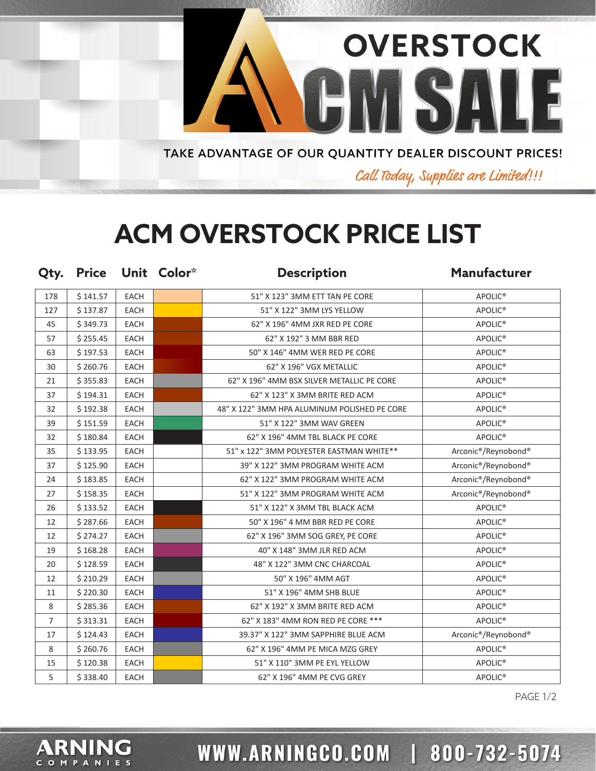# OVERSTOCK ACM SALE

TAKE ADVANTAGE OF OUR QUANTITY DEALER DISCOUNT PRICES!

*Call Today, Supplies are Limited!!!*

# ACM OVERSTOCK PRICE LIST

| Qty. | Price | Unit | Color* | Description | Manufacturer |
|---|---|---|---|---|---|
| 178 | $ 141.57 | EACH | | 51" X 123" 3MM ETT TAN PE CORE | APOLIC® |
| 127 | $ 137.87 | EACH | | 51" X 122" 3MM LYS YELLOW | APOLIC® |
| 45 | $ 349.73 | EACH | | 62" X 196" 4MM JXR RED PE CORE | APOLIC® |
| 57 | $ 255.45 | EACH | | 62" X 192" 3 MM BBR RED | APOLIC® |
| 63 | $ 197.53 | EACH | | 50" X 146" 4MM WER RED PE CORE | APOLIC® |
| 30 | $ 260.76 | EACH | | 62" X 196" VGX METALLIC | APOLIC® |
| 21 | $ 355.83 | EACH | | 62" X 196" 4MM BSX SILVER METALLIC PE CORE | APOLIC® |
| 37 | $ 194.31 | EACH | | 62" X 123" X 3MM BRITE RED ACM | APOLIC® |
| 32 | $ 192.38 | EACH | | 48" X 122" 3MM HPA ALUMINUM POLISHED PE CORE | APOLIC® |
| 39 | $ 151.59 | EACH | | 51" X 122" 3MM WAV GREEN | APOLIC® |
| 32 | $ 180.84 | EACH | | 62" X 196" 4MM TBL BLACK PE CORE | APOLIC® |
| 35 | $ 133.95 | EACH | | 51" x 122" 3MM POLYESTER EASTMAN WHITE** | Arconic®/Reynobond® |
| 37 | $ 125.90 | EACH | | 39" X 122" 3MM PROGRAM WHITE ACM | Arconic®/Reynobond® |
| 24 | $ 183.85 | EACH | | 62" X 122" 3MM PROGRAM WHITE ACM | Arconic®/Reynobond® |
| 27 | $ 158.35 | EACH | | 51" X 122" 3MM PROGRAM WHITE ACM | Arconic®/Reynobond® |
| 26 | $ 133.52 | EACH | | 51" X 122" X 3MM TBL BLACK ACM | APOLIC® |
| 12 | $ 287.66 | EACH | | 50" X 196" 4 MM BBR RED PE CORE | APOLIC® |
| 12 | $ 274.27 | EACH | | 62" X 196" 3MM SOG GREY, PE CORE | APOLIC® |
| 19 | $ 168.28 | EACH | | 40" X 148" 3MM JLR RED ACM | APOLIC® |
| 20 | $ 128.59 | EACH | | 48" X 122" 3MM CNC CHARCOAL | APOLIC® |
| 12 | $ 210.29 | EACH | | 50" X 196" 4MM AGT | APOLIC® |
| 11 | $ 220.30 | EACH | | 51" X 196" 4MM SHB BLUE | APOLIC® |
| 8 | $ 285.36 | EACH | | 62" X 192" X 3MM BRITE RED ACM | APOLIC® |
| 7 | $ 313.31 | EACH | | 62" X 183" 4MM RON RED PE CORE *** | APOLIC® |
| 17 | $ 124.43 | EACH | | 39.37" X 122" 3MM SAPPHIRE BLUE ACM | Arconic®/Reynobond® |
| 8 | $ 260.76 | EACH | | 62" X 196" 4MM PE MICA MZG GREY | APOLIC® |
| 15 | $ 120.38 | EACH | | 51" X 110" 3MM PE EYL YELLOW | APOLIC® |
| 5 | $ 338.40 | EACH | | 62" X 196" 4MM PE CVG GREY | APOLIC® |

ARNING COMPANIES

WWW.ARNINGCO.COM | 800-732-5074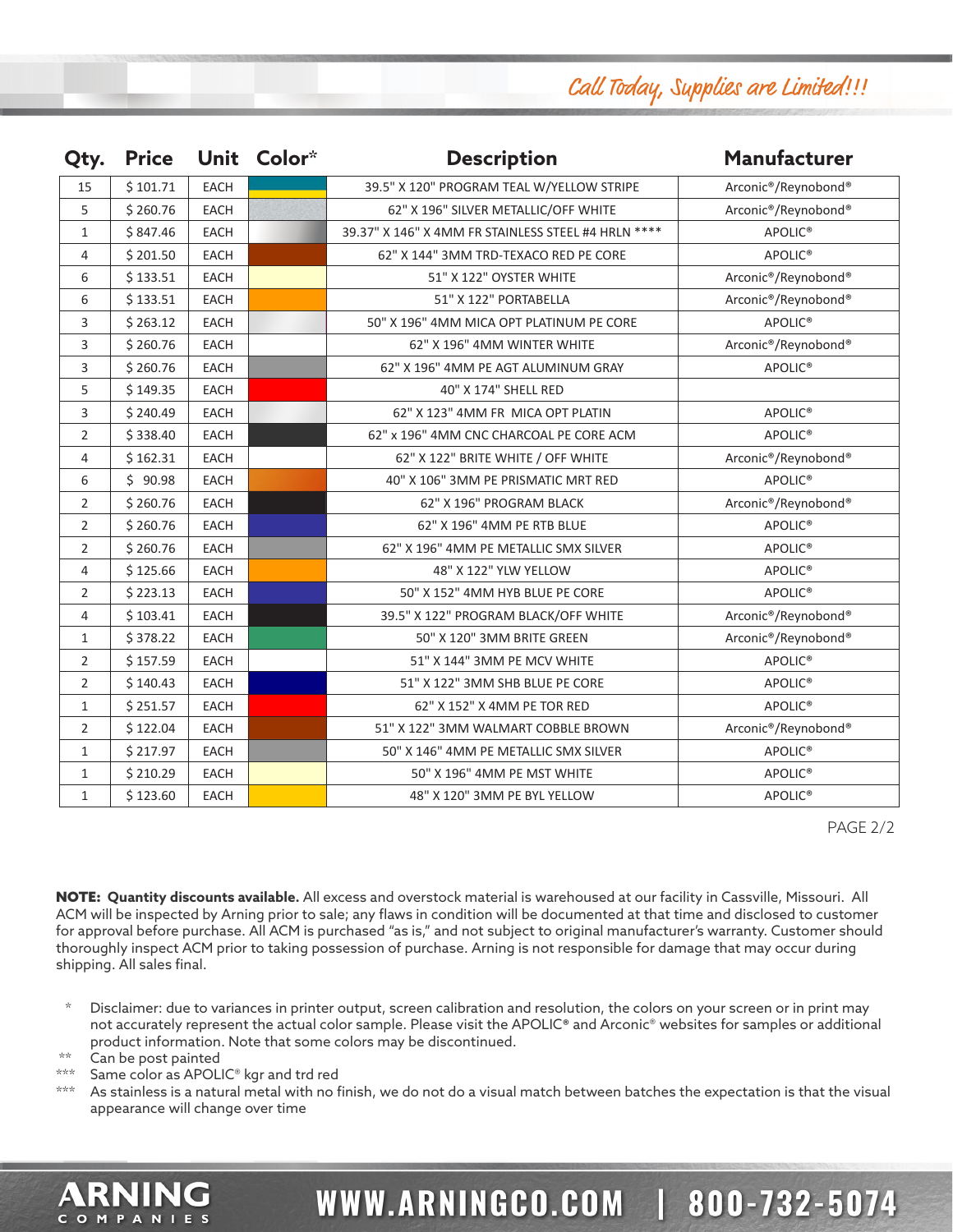*Call Today, Supplies are Limited!!!*

| Qty. | Price | Unit | Color* | Description | Manufacturer |
|---|---|---|---|---|---|
| 15 | $ 101.71 | EACH | | 39.5" X 120" PROGRAM TEAL W/YELLOW STRIPE | Arconic®/Reynobond® |
| 5 | $ 260.76 | EACH | | 62" X 196" SILVER METALLIC/OFF WHITE | Arconic®/Reynobond® |
| 1 | $ 847.46 | EACH | | 39.37" X 146" X 4MM FR STAINLESS STEEL #4 HRLN **** | APOLIC® |
| 4 | $ 201.50 | EACH | | 62" X 144" 3MM TRD-TEXACO RED PE CORE | APOLIC® |
| 6 | $ 133.51 | EACH | | 51" X 122" OYSTER WHITE | Arconic®/Reynobond® |
| 6 | $ 133.51 | EACH | | 51" X 122" PORTABELLA | Arconic®/Reynobond® |
| 3 | $ 263.12 | EACH | | 50" X 196" 4MM MICA OPT PLATINUM PE CORE | APOLIC® |
| 3 | $ 260.76 | EACH | | 62" X 196" 4MM WINTER WHITE | Arconic®/Reynobond® |
| 3 | $ 260.76 | EACH | | 62" X 196" 4MM PE AGT ALUMINUM GRAY | APOLIC® |
| 5 | $ 149.35 | EACH | | 40" X 174" SHELL RED | |
| 3 | $ 240.49 | EACH | | 62" X 123" 4MM FR MICA OPT PLATIN | APOLIC® |
| 2 | $ 338.40 | EACH | | 62" x 196" 4MM CNC CHARCOAL PE CORE ACM | APOLIC® |
| 4 | $ 162.31 | EACH | | 62" X 122" BRITE WHITE / OFF WHITE | Arconic®/Reynobond® |
| 6 | $ 90.98 | EACH | | 40" X 106" 3MM PE PRISMATIC MRT RED | APOLIC® |
| 2 | $ 260.76 | EACH | | 62" X 196" PROGRAM BLACK | Arconic®/Reynobond® |
| 2 | $ 260.76 | EACH | | 62" X 196" 4MM PE RTB BLUE | APOLIC® |
| 2 | $ 260.76 | EACH | | 62" X 196" 4MM PE METALLIC SMX SILVER | APOLIC® |
| 4 | $ 125.66 | EACH | | 48" X 122" YLW YELLOW | APOLIC® |
| 2 | $ 223.13 | EACH | | 50" X 152" 4MM HYB BLUE PE CORE | APOLIC® |
| 4 | $ 103.41 | EACH | | 39.5" X 122" PROGRAM BLACK/OFF WHITE | Arconic®/Reynobond® |
| 1 | $ 378.22 | EACH | | 50" X 120" 3MM BRITE GREEN | Arconic®/Reynobond® |
| 2 | $ 157.59 | EACH | | 51" X 144" 3MM PE MCV WHITE | APOLIC® |
| 2 | $ 140.43 | EACH | | 51" X 122" 3MM SHB BLUE PE CORE | APOLIC® |
| 1 | $ 251.57 | EACH | | 62" X 152" X 4MM PE TOR RED | APOLIC® |
| 2 | $ 122.04 | EACH | | 51" X 122" 3MM WALMART COBBLE BROWN | Arconic®/Reynobond® |
| 1 | $ 217.97 | EACH | | 50" X 146" 4MM PE METALLIC SMX SILVER | APOLIC® |
| 1 | $ 210.29 | EACH | | 50" X 196" 4MM PE MST WHITE | APOLIC® |
| 1 | $ 123.60 | EACH | | 48" X 120" 3MM PE BYL YELLOW | APOLIC® |

**NOTE: Quantity discounts available.** All excess and overstock material is warehoused at our facility in Cassville, Missouri. All ACM will be inspected by Arning prior to sale; any flaws in condition will be documented at that time and disclosed to customer for approval before purchase. All ACM is purchased "as is," and not subject to original manufacturer's warranty. Customer should thoroughly inspect ACM prior to taking possession of purchase. Arning is not responsible for damage that may occur during shipping. All sales final.

\* Disclaimer: due to variances in printer output, screen calibration and resolution, the colors on your screen or in print may not accurately represent the actual color sample. Please visit the APOLIC® and Arconic® websites for samples or additional product information. Note that some colors may be discontinued.

** Can be post painted

*** Same color as APOLIC® kgr and trd red

*** As stainless is a natural metal with no finish, we do not do a visual match between batches the expectation is that the visual appearance will change over time

ARNING COMPANIES

WWW.ARNINGCO.COM | 800-732-5074